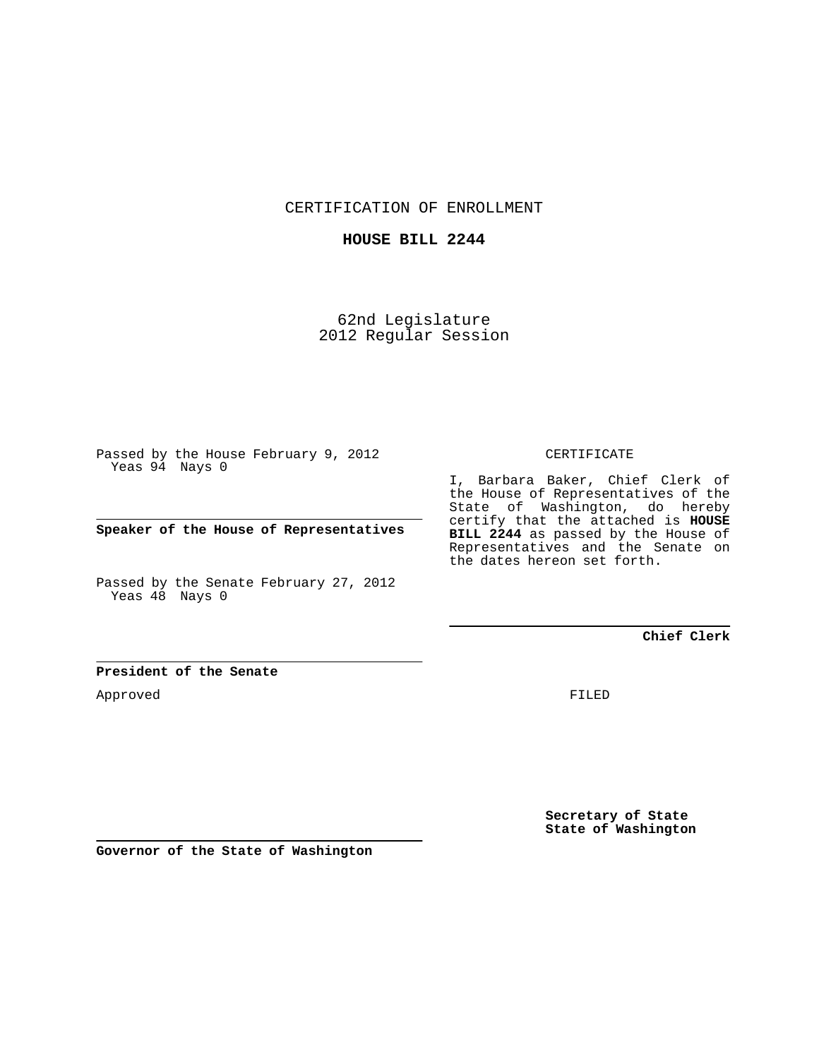CERTIFICATION OF ENROLLMENT

**HOUSE BILL 2244**

62nd Legislature
2012 Regular Session

Passed by the House February 9, 2012
Yeas 94 Nays 0

**Speaker of the House of Representatives**

Passed by the Senate February 27, 2012
Yeas 48 Nays 0

**President of the Senate**

Approved

**Governor of the State of Washington**

CERTIFICATE

I, Barbara Baker, Chief Clerk of the House of Representatives of the State of Washington, do hereby certify that the attached is **HOUSE BILL 2244** as passed by the House of Representatives and the Senate on the dates hereon set forth.

**Chief Clerk**

FILED

**Secretary of State**
**State of Washington**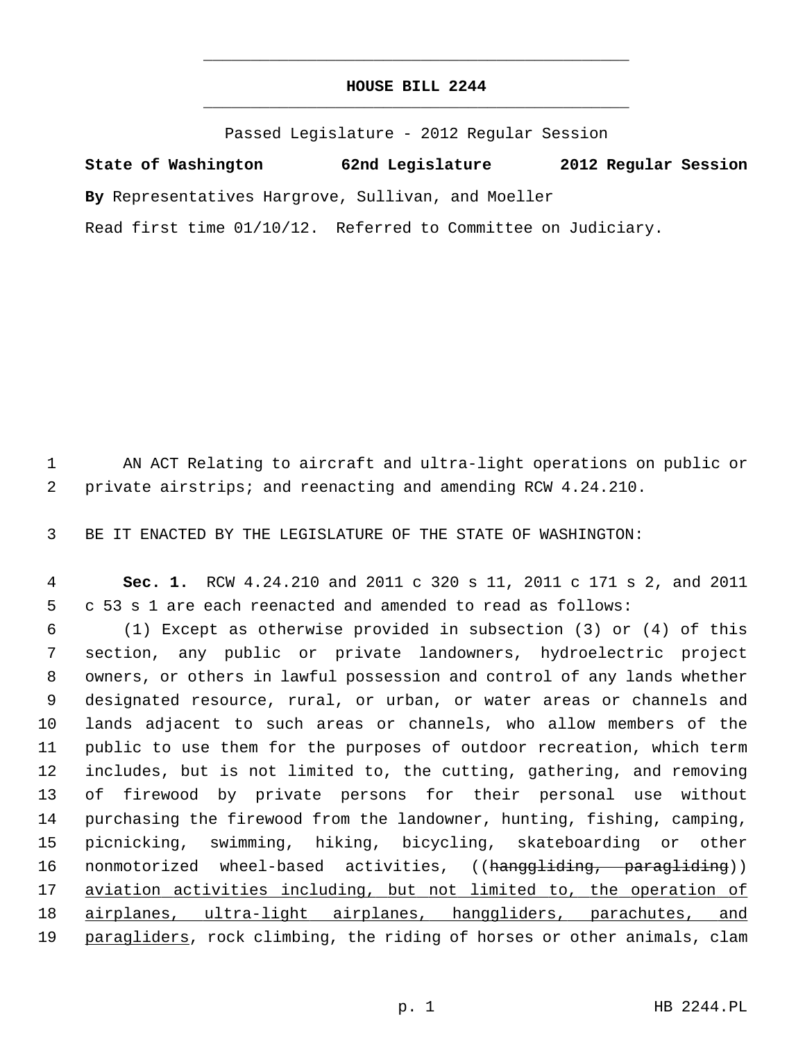# HOUSE BILL 2244

Passed Legislature - 2012 Regular Session

**State of Washington 62nd Legislature 2012 Regular Session**

**By** Representatives Hargrove, Sullivan, and Moeller

Read first time 01/10/12. Referred to Committee on Judiciary.

AN ACT Relating to aircraft and ultra-light operations on public or private airstrips; and reenacting and amending RCW 4.24.210.

BE IT ENACTED BY THE LEGISLATURE OF THE STATE OF WASHINGTON:

**Sec. 1.** RCW 4.24.210 and 2011 c 320 s 11, 2011 c 171 s 2, and 2011 c 53 s 1 are each reenacted and amended to read as follows:

(1) Except as otherwise provided in subsection (3) or (4) of this section, any public or private landowners, hydroelectric project owners, or others in lawful possession and control of any lands whether designated resource, rural, or urban, or water areas or channels and lands adjacent to such areas or channels, who allow members of the public to use them for the purposes of outdoor recreation, which term includes, but is not limited to, the cutting, gathering, and removing of firewood by private persons for their personal use without purchasing the firewood from the landowner, hunting, fishing, camping, picnicking, swimming, hiking, bicycling, skateboarding or other nonmotorized wheel-based activities, ((~~hanggliding, paragliding~~)) <u>aviation activities including, but not limited to, the operation of airplanes, ultra-light airplanes, hanggliders, parachutes, and paragliders</u>, rock climbing, the riding of horses or other animals, clam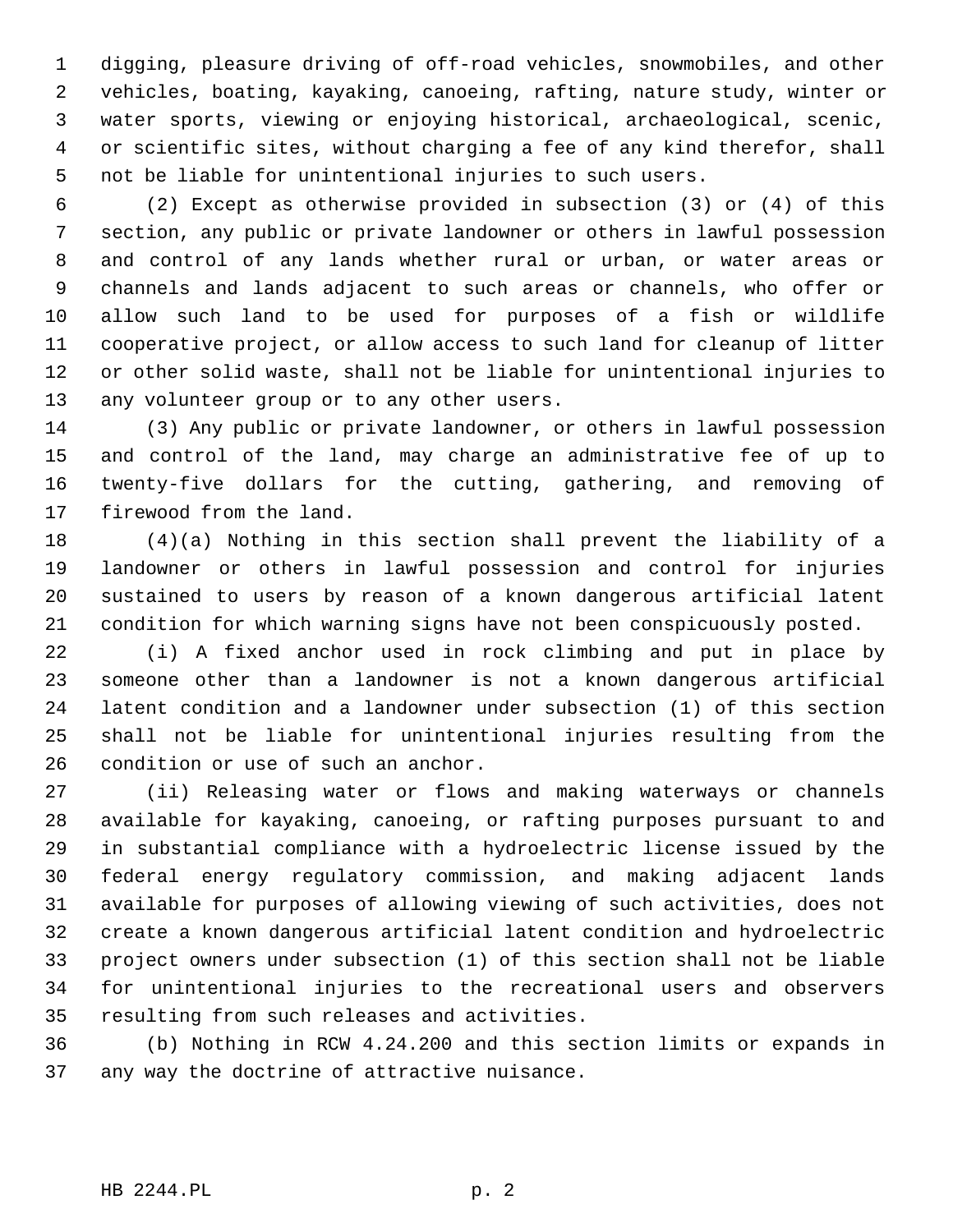digging, pleasure driving of off-road vehicles, snowmobiles, and other vehicles, boating, kayaking, canoeing, rafting, nature study, winter or water sports, viewing or enjoying historical, archaeological, scenic, or scientific sites, without charging a fee of any kind therefor, shall not be liable for unintentional injuries to such users.

(2) Except as otherwise provided in subsection (3) or (4) of this section, any public or private landowner or others in lawful possession and control of any lands whether rural or urban, or water areas or channels and lands adjacent to such areas or channels, who offer or allow such land to be used for purposes of a fish or wildlife cooperative project, or allow access to such land for cleanup of litter or other solid waste, shall not be liable for unintentional injuries to any volunteer group or to any other users.

(3) Any public or private landowner, or others in lawful possession and control of the land, may charge an administrative fee of up to twenty-five dollars for the cutting, gathering, and removing of firewood from the land.

(4)(a) Nothing in this section shall prevent the liability of a landowner or others in lawful possession and control for injuries sustained to users by reason of a known dangerous artificial latent condition for which warning signs have not been conspicuously posted.

(i) A fixed anchor used in rock climbing and put in place by someone other than a landowner is not a known dangerous artificial latent condition and a landowner under subsection (1) of this section shall not be liable for unintentional injuries resulting from the condition or use of such an anchor.

(ii) Releasing water or flows and making waterways or channels available for kayaking, canoeing, or rafting purposes pursuant to and in substantial compliance with a hydroelectric license issued by the federal energy regulatory commission, and making adjacent lands available for purposes of allowing viewing of such activities, does not create a known dangerous artificial latent condition and hydroelectric project owners under subsection (1) of this section shall not be liable for unintentional injuries to the recreational users and observers resulting from such releases and activities.

(b) Nothing in RCW 4.24.200 and this section limits or expands in any way the doctrine of attractive nuisance.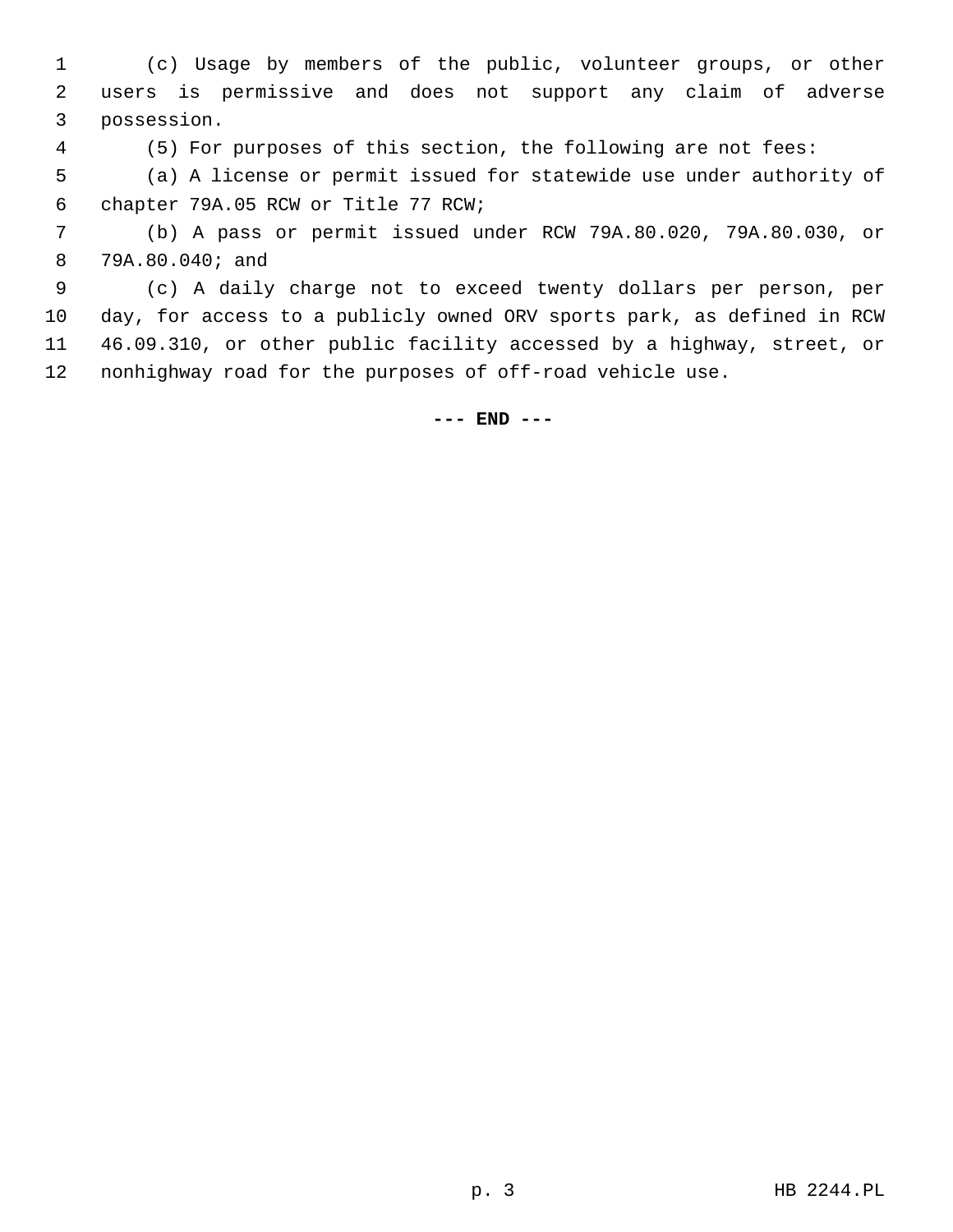(c) Usage by members of the public, volunteer groups, or other users is permissive and does not support any claim of adverse possession.

(5) For purposes of this section, the following are not fees:

(a) A license or permit issued for statewide use under authority of chapter 79A.05 RCW or Title 77 RCW;

(b) A pass or permit issued under RCW 79A.80.020, 79A.80.030, or 79A.80.040; and

(c) A daily charge not to exceed twenty dollars per person, per day, for access to a publicly owned ORV sports park, as defined in RCW 46.09.310, or other public facility accessed by a highway, street, or nonhighway road for the purposes of off-road vehicle use.

**--- END ---**